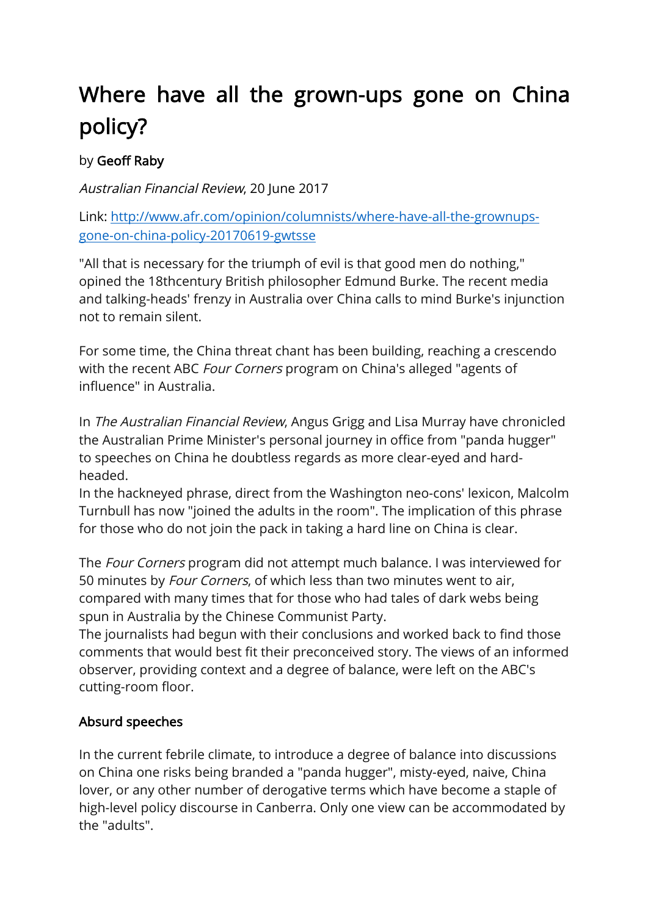# Where have all the grown-ups gone on China policy?

by **Geoff Raby**

*Australian Financial Review*, 20 June 2017

Link: [http://www.afr.com/opinion/columnists/where-have-all-the-grownups-gone-on-china-policy-20170619-gwtsse](http://www.afr.com/opinion/columnists/where-have-all-the-grownups-gone-on-china-policy-20170619-gwtsse)

"All that is necessary for the triumph of evil is that good men do nothing," opined the 18thcentury British philosopher Edmund Burke. The recent media and talking-heads' frenzy in Australia over China calls to mind Burke's injunction not to remain silent.

For some time, the China threat chant has been building, reaching a crescendo with the recent ABC *Four Corners* program on China's alleged "agents of influence" in Australia.

In *The Australian Financial Review*, Angus Grigg and Lisa Murray have chronicled the Australian Prime Minister's personal journey in office from "panda hugger" to speeches on China he doubtless regards as more clear-eyed and hard-headed.

In the hackneyed phrase, direct from the Washington neo-cons' lexicon, Malcolm Turnbull has now "joined the adults in the room". The implication of this phrase for those who do not join the pack in taking a hard line on China is clear.

The *Four Corners* program did not attempt much balance. I was interviewed for 50 minutes by *Four Corners*, of which less than two minutes went to air, compared with many times that for those who had tales of dark webs being spun in Australia by the Chinese Communist Party.

The journalists had begun with their conclusions and worked back to find those comments that would best fit their preconceived story. The views of an informed observer, providing context and a degree of balance, were left on the ABC's cutting-room floor.

## Absurd speeches

In the current febrile climate, to introduce a degree of balance into discussions on China one risks being branded a "panda hugger", misty-eyed, naive, China lover, or any other number of derogative terms which have become a staple of high-level policy discourse in Canberra. Only one view can be accommodated by the "adults".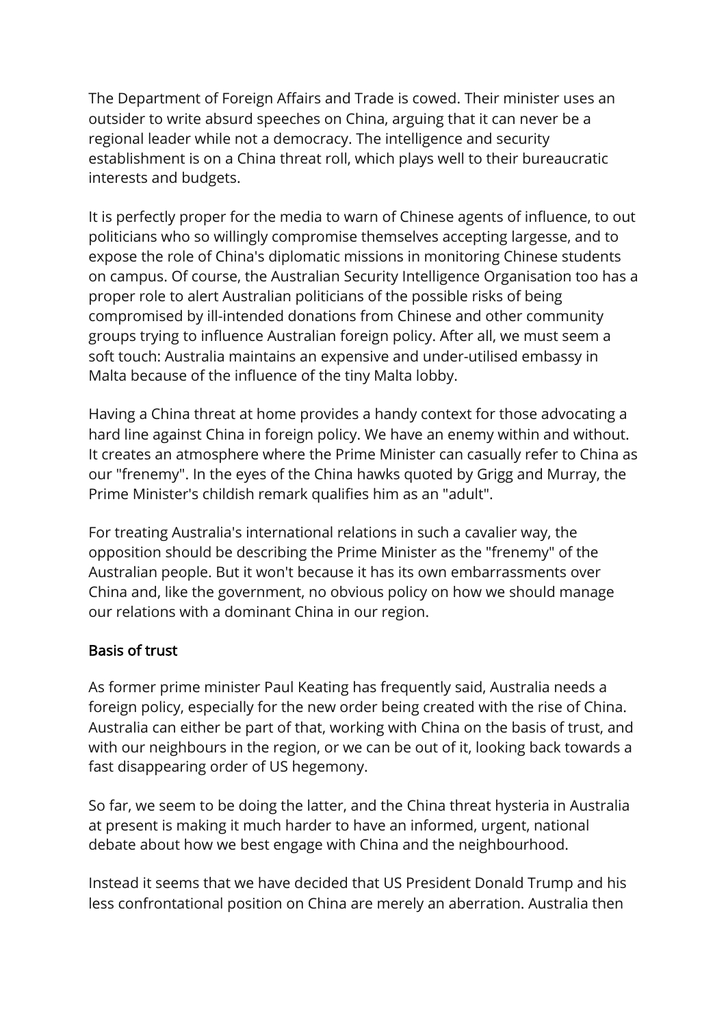The Department of Foreign Affairs and Trade is cowed. Their minister uses an outsider to write absurd speeches on China, arguing that it can never be a regional leader while not a democracy. The intelligence and security establishment is on a China threat roll, which plays well to their bureaucratic interests and budgets.

It is perfectly proper for the media to warn of Chinese agents of influence, to out politicians who so willingly compromise themselves accepting largesse, and to expose the role of China's diplomatic missions in monitoring Chinese students on campus. Of course, the Australian Security Intelligence Organisation too has a proper role to alert Australian politicians of the possible risks of being compromised by ill-intended donations from Chinese and other community groups trying to influence Australian foreign policy. After all, we must seem a soft touch: Australia maintains an expensive and under-utilised embassy in Malta because of the influence of the tiny Malta lobby.

Having a China threat at home provides a handy context for those advocating a hard line against China in foreign policy. We have an enemy within and without. It creates an atmosphere where the Prime Minister can casually refer to China as our "frenemy". In the eyes of the China hawks quoted by Grigg and Murray, the Prime Minister's childish remark qualifies him as an "adult".

For treating Australia's international relations in such a cavalier way, the opposition should be describing the Prime Minister as the "frenemy" of the Australian people. But it won't because it has its own embarrassments over China and, like the government, no obvious policy on how we should manage our relations with a dominant China in our region.

## Basis of trust

As former prime minister Paul Keating has frequently said, Australia needs a foreign policy, especially for the new order being created with the rise of China. Australia can either be part of that, working with China on the basis of trust, and with our neighbours in the region, or we can be out of it, looking back towards a fast disappearing order of US hegemony.

So far, we seem to be doing the latter, and the China threat hysteria in Australia at present is making it much harder to have an informed, urgent, national debate about how we best engage with China and the neighbourhood.

Instead it seems that we have decided that US President Donald Trump and his less confrontational position on China are merely an aberration. Australia then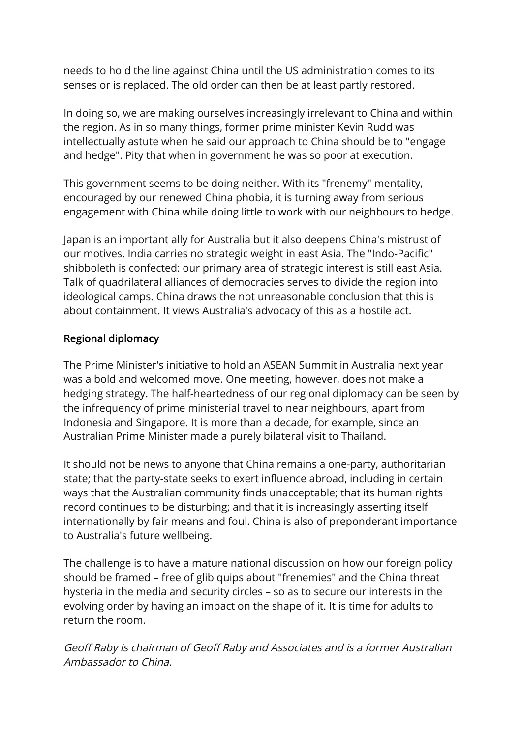needs to hold the line against China until the US administration comes to its senses or is replaced. The old order can then be at least partly restored.

In doing so, we are making ourselves increasingly irrelevant to China and within the region. As in so many things, former prime minister Kevin Rudd was intellectually astute when he said our approach to China should be to "engage and hedge". Pity that when in government he was so poor at execution.

This government seems to be doing neither. With its "frenemy" mentality, encouraged by our renewed China phobia, it is turning away from serious engagement with China while doing little to work with our neighbours to hedge.

Japan is an important ally for Australia but it also deepens China's mistrust of our motives. India carries no strategic weight in east Asia. The "Indo-Pacific" shibboleth is confected: our primary area of strategic interest is still east Asia. Talk of quadrilateral alliances of democracies serves to divide the region into ideological camps. China draws the not unreasonable conclusion that this is about containment. It views Australia's advocacy of this as a hostile act.

## Regional diplomacy

The Prime Minister's initiative to hold an ASEAN Summit in Australia next year was a bold and welcomed move. One meeting, however, does not make a hedging strategy. The half-heartedness of our regional diplomacy can be seen by the infrequency of prime ministerial travel to near neighbours, apart from Indonesia and Singapore. It is more than a decade, for example, since an Australian Prime Minister made a purely bilateral visit to Thailand.

It should not be news to anyone that China remains a one-party, authoritarian state; that the party-state seeks to exert influence abroad, including in certain ways that the Australian community finds unacceptable; that its human rights record continues to be disturbing; and that it is increasingly asserting itself internationally by fair means and foul. China is also of preponderant importance to Australia's future wellbeing.

The challenge is to have a mature national discussion on how our foreign policy should be framed – free of glib quips about "frenemies" and the China threat hysteria in the media and security circles – so as to secure our interests in the evolving order by having an impact on the shape of it. It is time for adults to return the room.

*Geoff Raby is chairman of Geoff Raby and Associates and is a former Australian Ambassador to China.*